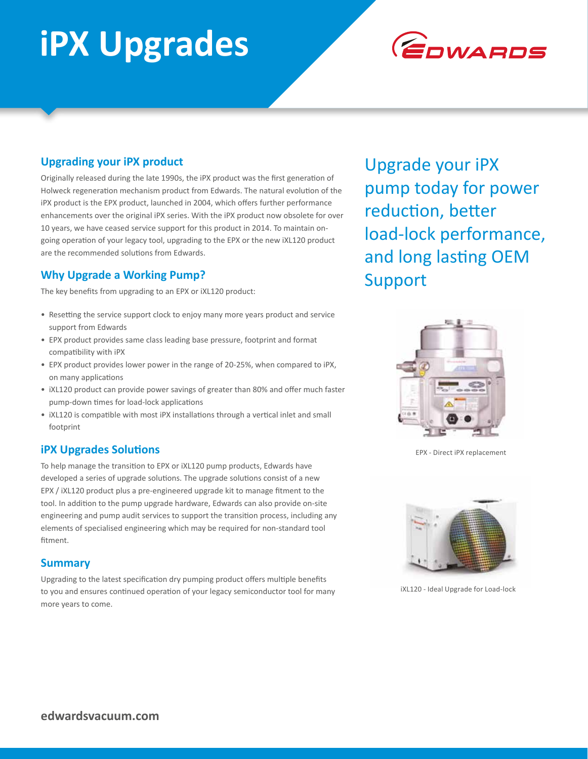# iPX Upgrades

## Upgrading your iPX product

Originally released during the late 1990s, the iPX product was the first generation of Holweck regeneration mechanism product from Edwards. The natural evolution of the iPX product is the EPX product, launched in 2004, which offers further performance enhancements over the original iPX series. With the iPX product now obsolete for over 10 years, we have ceased service support for this product in 2014. To maintain on-going operation of your legacy tool, upgrading to the EPX or the new iXL120 product are the recommended solutions from Edwards.

## Why Upgrade a Working Pump?

The key benefits from upgrading to an EPX or iXL120 product:

- Resetting the service support clock to enjoy many more years product and service support from Edwards
- EPX product provides same class leading base pressure, footprint and format compatibility with iPX
- EPX product provides lower power in the range of 20-25%, when compared to iPX, on many applications
- iXL120 product can provide power savings of greater than 80% and offer much faster pump-down times for load-lock applications
- iXL120 is compatible with most iPX installations through a vertical inlet and small footprint

## iPX Upgrades Solutions

To help manage the transition to EPX or iXL120 pump products, Edwards have developed a series of upgrade solutions. The upgrade solutions consist of a new EPX / iXL120 product plus a pre-engineered upgrade kit to manage fitment to the tool. In addition to the pump upgrade hardware, Edwards can also provide on-site engineering and pump audit services to support the transition process, including any elements of specialised engineering which may be required for non-standard tool fitment.

## Summary

Upgrading to the latest specification dry pumping product offers multiple benefits to you and ensures continued operation of your legacy semiconductor tool for many more years to come.

Upgrade your iPX pump today for power reduction, better load-lock performance, and long lasting OEM Support

EPX - Direct iPX replacement

iXL120 - Ideal Upgrade for Load-lock

edwardsvacuum.com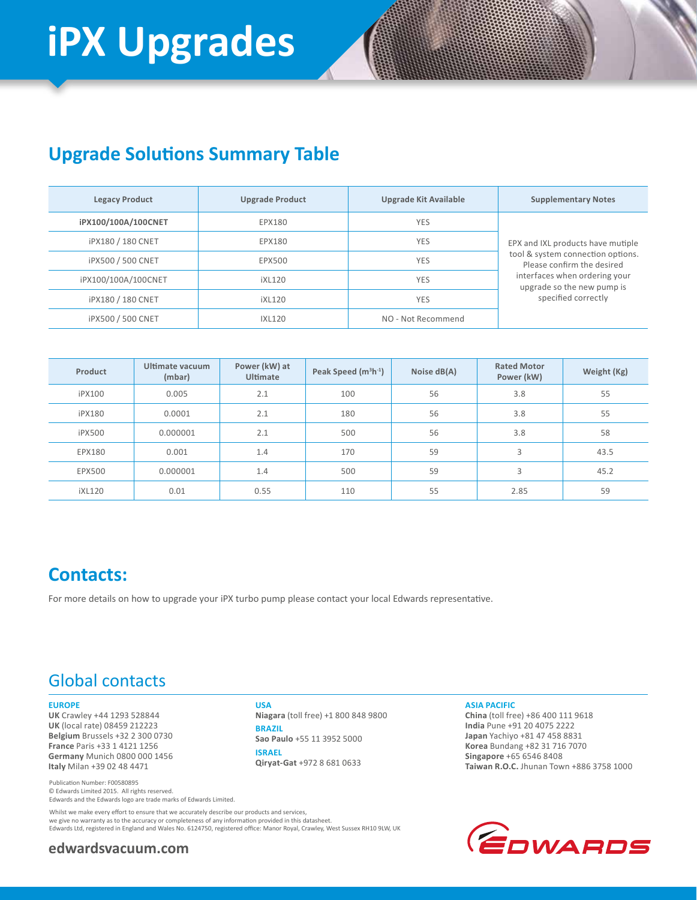# iPX Upgrades

## Upgrade Solutions Summary Table

| Legacy Product | Upgrade Product | Upgrade Kit Available | Supplementary Notes |
|---|---|---|---|
| **iPX100/100A/100CNET** | EPX180 | YES | EPX and IXL products have mutiple tool & system connection options. Please confirm the desired interfaces when ordering your upgrade so the new pump is specified correctly |
| iPX180 / 180 CNET | EPX180 | YES | |
| iPX500 / 500 CNET | EPX500 | YES | |
| iPX100/100A/100CNET | iXL120 | YES | |
| iPX180 / 180 CNET | iXL120 | YES | |
| iPX500 / 500 CNET | IXL120 | NO - Not Recommend | |

| Product | Ultimate vacuum (mbar) | Power (kW) at Ultimate | Peak Speed ($m^3h^{-1}$) | Noise dB(A) | Rated Motor Power (kW) | Weight (Kg) |
|---|---|---|---|---|---|---|
| iPX100 | 0.005 | 2.1 | 100 | 56 | 3.8 | 55 |
| iPX180 | 0.0001 | 2.1 | 180 | 56 | 3.8 | 55 |
| iPX500 | 0.000001 | 2.1 | 500 | 56 | 3.8 | 58 |
| EPX180 | 0.001 | 1.4 | 170 | 59 | 3 | 43.5 |
| EPX500 | 0.000001 | 1.4 | 500 | 59 | 3 | 45.2 |
| iXL120 | 0.01 | 0.55 | 110 | 55 | 2.85 | 59 |

## Contacts:

For more details on how to upgrade your iPX turbo pump please contact your local Edwards representative.

## Global contacts

**EUROPE**
**UK** Crawley +44 1293 528844
**UK** (local rate) 08459 212223
**Belgium** Brussels +32 2 300 0730
**France** Paris +33 1 4121 1256
**Germany** Munich 0800 000 1456
**Italy** Milan +39 02 48 4471

**USA**
**Niagara** (toll free) +1 800 848 9800

**BRAZIL**
**Sao Paulo** +55 11 3952 5000

**ISRAEL**
**Qiryat-Gat** +972 8 681 0633

**ASIA PACIFIC**
**China** (toll free) +86 400 111 9618
**India** Pune +91 20 4075 2222
**Japan** Yachiyo +81 47 458 8831
**Korea** Bundang +82 31 716 7070
**Singapore** +65 6546 8408
**Taiwan R.O.C.** Jhunan Town +886 3758 1000

Publication Number: F00580895
© Edwards Limited 2015. All rights reserved.
Edwards and the Edwards logo are trade marks of Edwards Limited.

Whilst we make every effort to ensure that we accurately describe our products and services, we give no warranty as to the accuracy or completeness of any information provided in this datasheet.
Edwards Ltd, registered in England and Wales No. 6124750, registered office: Manor Royal, Crawley, West Sussex RH10 9LW, UK

**edwardsvacuum.com**